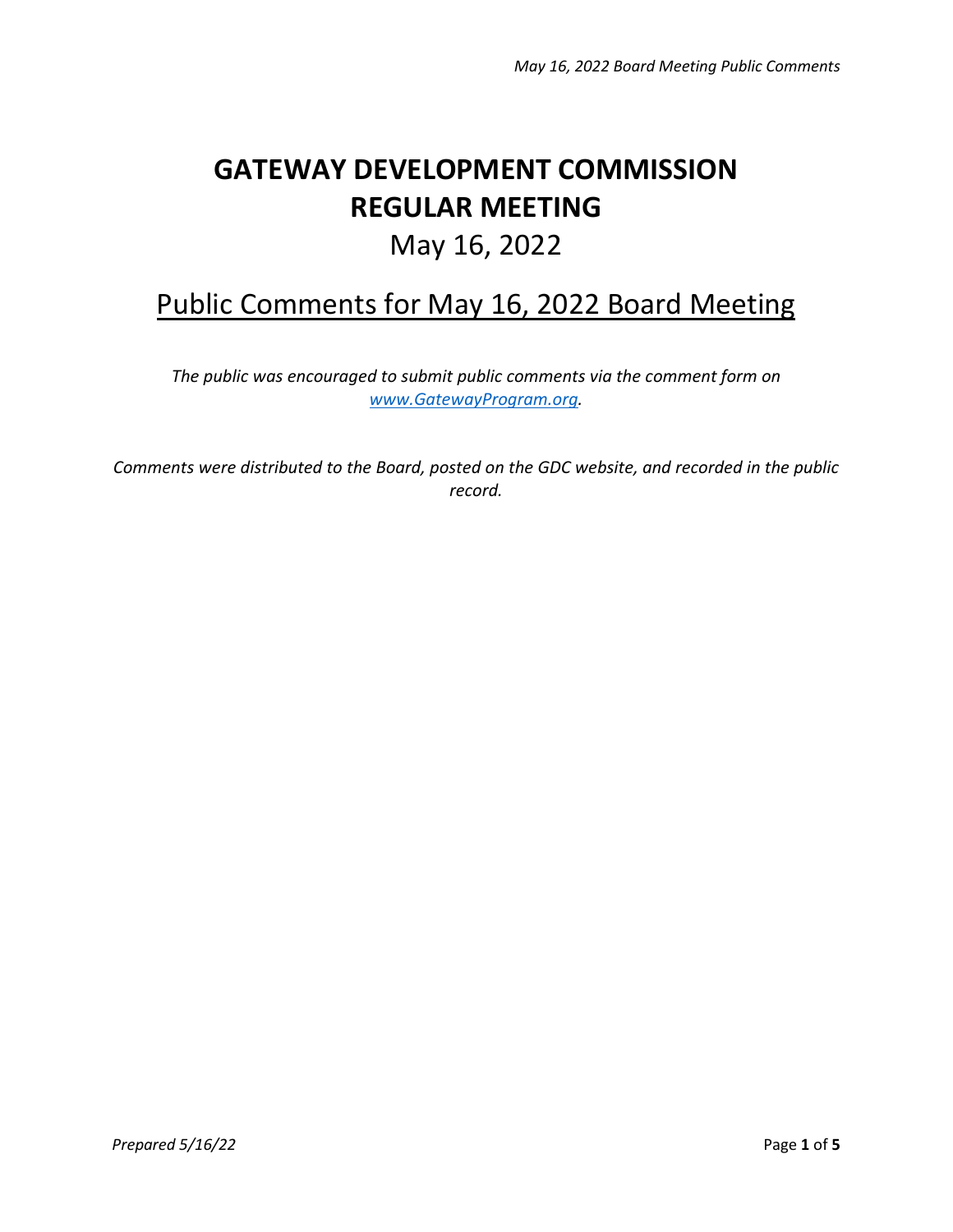# GATEWAY DEVELOPMENT COMMISSION REGULAR MEETING

May 16, 2022

## Public Comments for May 16, 2022 Board Meeting

*The public was encouraged to submit public comments via the comment form on [www.GatewayProgram.org](http://www.GatewayProgram.org).*

*Comments were distributed to the Board, posted on the GDC website, and recorded in the public record.*

*Prepared 5/16/22*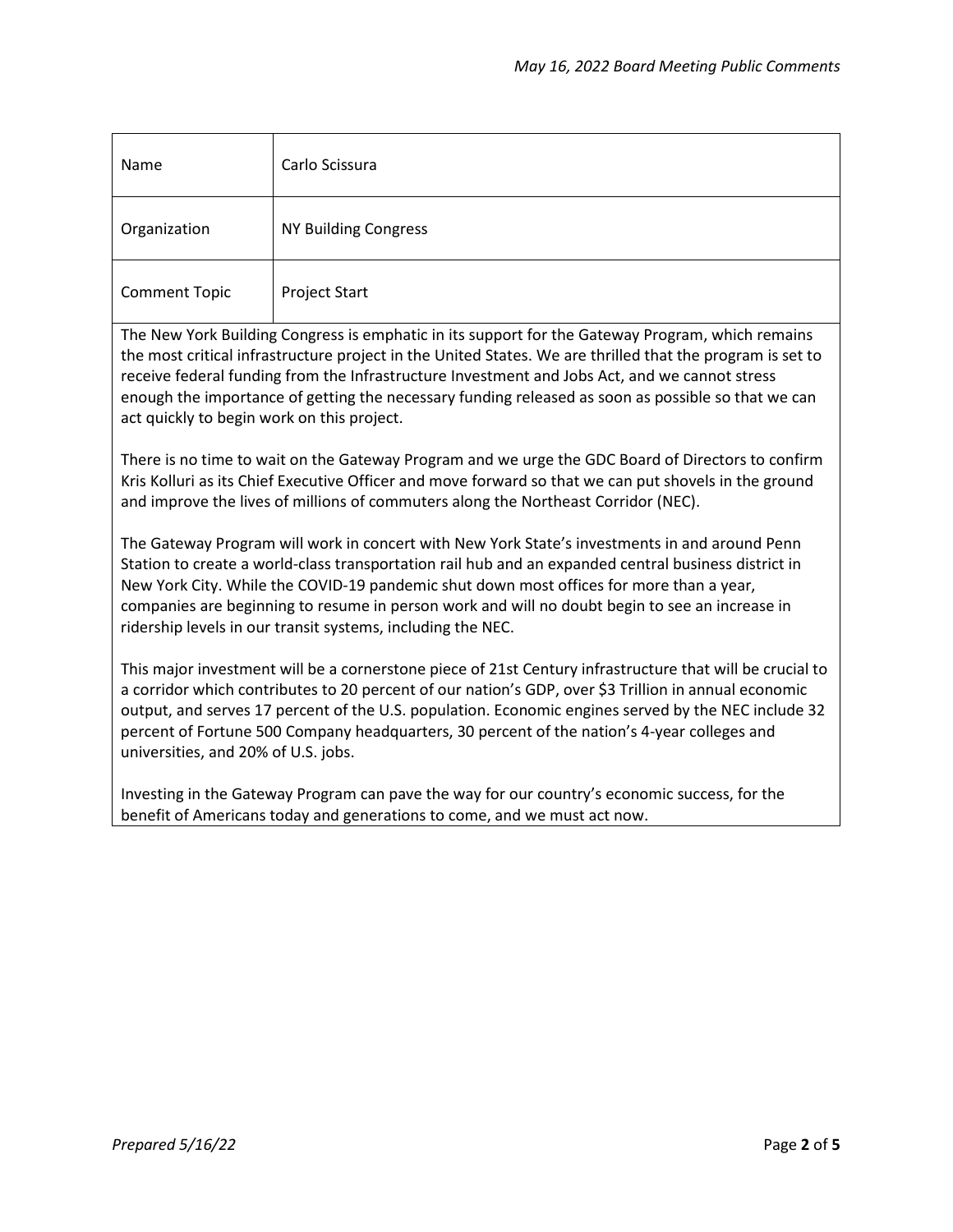| Name | Carlo Scissura |
|---|---|
| Organization | NY Building Congress |
| Comment Topic | Project Start |

The New York Building Congress is emphatic in its support for the Gateway Program, which remains the most critical infrastructure project in the United States. We are thrilled that the program is set to receive federal funding from the Infrastructure Investment and Jobs Act, and we cannot stress enough the importance of getting the necessary funding released as soon as possible so that we can act quickly to begin work on this project.

There is no time to wait on the Gateway Program and we urge the GDC Board of Directors to confirm Kris Kolluri as its Chief Executive Officer and move forward so that we can put shovels in the ground and improve the lives of millions of commuters along the Northeast Corridor (NEC).

The Gateway Program will work in concert with New York State's investments in and around Penn Station to create a world-class transportation rail hub and an expanded central business district in New York City. While the COVID-19 pandemic shut down most offices for more than a year, companies are beginning to resume in person work and will no doubt begin to see an increase in ridership levels in our transit systems, including the NEC.

This major investment will be a cornerstone piece of 21st Century infrastructure that will be crucial to a corridor which contributes to 20 percent of our nation's GDP, over $3 Trillion in annual economic output, and serves 17 percent of the U.S. population. Economic engines served by the NEC include 32 percent of Fortune 500 Company headquarters, 30 percent of the nation's 4-year colleges and universities, and 20% of U.S. jobs.

Investing in the Gateway Program can pave the way for our country's economic success, for the benefit of Americans today and generations to come, and we must act now.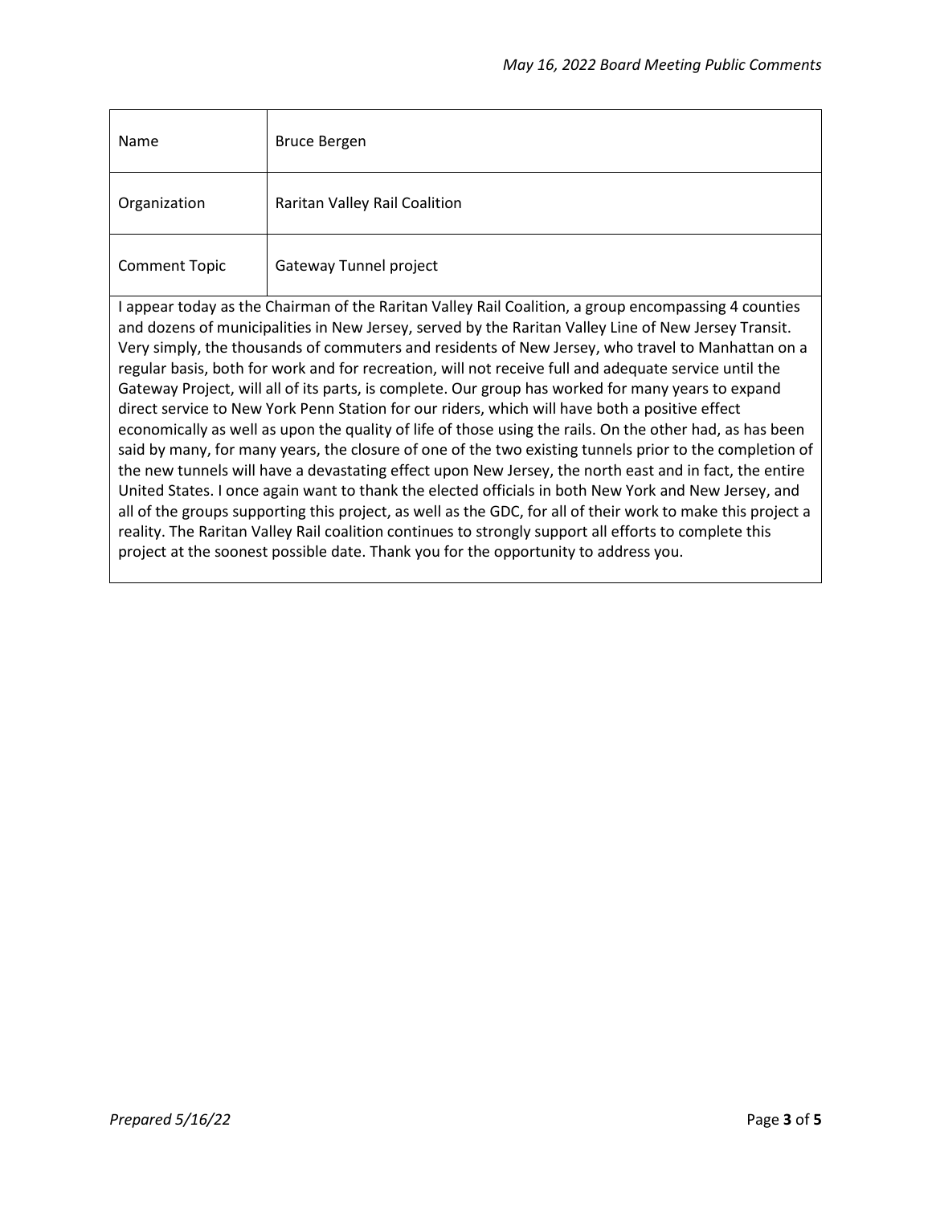| Name | Bruce Bergen |
|---|---|
| Organization | Raritan Valley Rail Coalition |
| Comment Topic | Gateway Tunnel project |

I appear today as the Chairman of the Raritan Valley Rail Coalition, a group encompassing 4 counties and dozens of municipalities in New Jersey, served by the Raritan Valley Line of New Jersey Transit. Very simply, the thousands of commuters and residents of New Jersey, who travel to Manhattan on a regular basis, both for work and for recreation, will not receive full and adequate service until the Gateway Project, will all of its parts, is complete. Our group has worked for many years to expand direct service to New York Penn Station for our riders, which will have both a positive effect economically as well as upon the quality of life of those using the rails. On the other had, as has been said by many, for many years, the closure of one of the two existing tunnels prior to the completion of the new tunnels will have a devastating effect upon New Jersey, the north east and in fact, the entire United States. I once again want to thank the elected officials in both New York and New Jersey, and all of the groups supporting this project, as well as the GDC, for all of their work to make this project a reality. The Raritan Valley Rail coalition continues to strongly support all efforts to complete this project at the soonest possible date. Thank you for the opportunity to address you.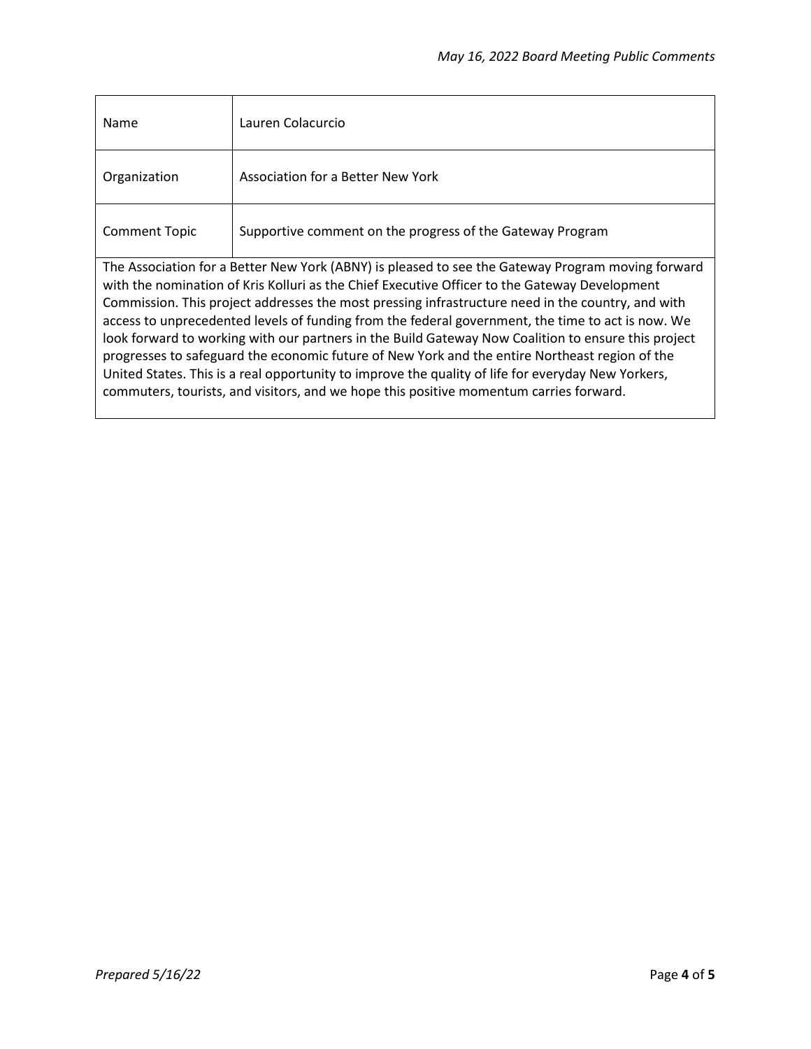| Name | Lauren Colacurcio |
| --- | --- |
| Organization | Association for a Better New York |
| Comment Topic | Supportive comment on the progress of the Gateway Program |

The Association for a Better New York (ABNY) is pleased to see the Gateway Program moving forward with the nomination of Kris Kolluri as the Chief Executive Officer to the Gateway Development Commission. This project addresses the most pressing infrastructure need in the country, and with access to unprecedented levels of funding from the federal government, the time to act is now. We look forward to working with our partners in the Build Gateway Now Coalition to ensure this project progresses to safeguard the economic future of New York and the entire Northeast region of the United States. This is a real opportunity to improve the quality of life for everyday New Yorkers, commuters, tourists, and visitors, and we hope this positive momentum carries forward.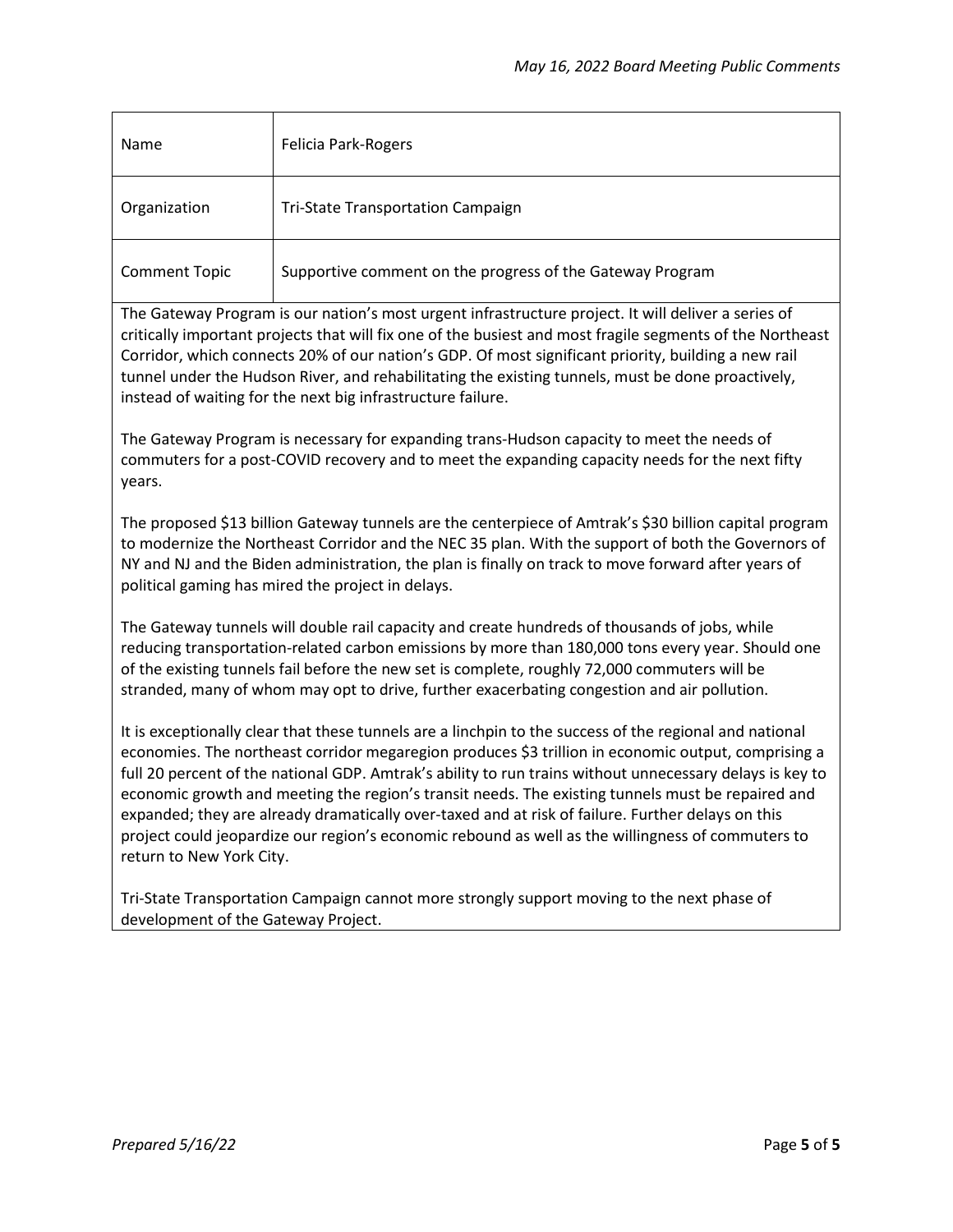| | |
| --- | --- |
| Name | Felicia Park-Rogers |
| Organization | Tri-State Transportation Campaign |
| Comment Topic | Supportive comment on the progress of the Gateway Program |

The Gateway Program is our nation's most urgent infrastructure project. It will deliver a series of critically important projects that will fix one of the busiest and most fragile segments of the Northeast Corridor, which connects 20% of our nation's GDP. Of most significant priority, building a new rail tunnel under the Hudson River, and rehabilitating the existing tunnels, must be done proactively, instead of waiting for the next big infrastructure failure.

The Gateway Program is necessary for expanding trans-Hudson capacity to meet the needs of commuters for a post-COVID recovery and to meet the expanding capacity needs for the next fifty years.

The proposed $13 billion Gateway tunnels are the centerpiece of Amtrak's $30 billion capital program to modernize the Northeast Corridor and the NEC 35 plan. With the support of both the Governors of NY and NJ and the Biden administration, the plan is finally on track to move forward after years of political gaming has mired the project in delays.

The Gateway tunnels will double rail capacity and create hundreds of thousands of jobs, while reducing transportation-related carbon emissions by more than 180,000 tons every year. Should one of the existing tunnels fail before the new set is complete, roughly 72,000 commuters will be stranded, many of whom may opt to drive, further exacerbating congestion and air pollution.

It is exceptionally clear that these tunnels are a linchpin to the success of the regional and national economies. The northeast corridor megaregion produces $3 trillion in economic output, comprising a full 20 percent of the national GDP. Amtrak's ability to run trains without unnecessary delays is key to economic growth and meeting the region's transit needs. The existing tunnels must be repaired and expanded; they are already dramatically over-taxed and at risk of failure. Further delays on this project could jeopardize our region's economic rebound as well as the willingness of commuters to return to New York City.

Tri-State Transportation Campaign cannot more strongly support moving to the next phase of development of the Gateway Project.